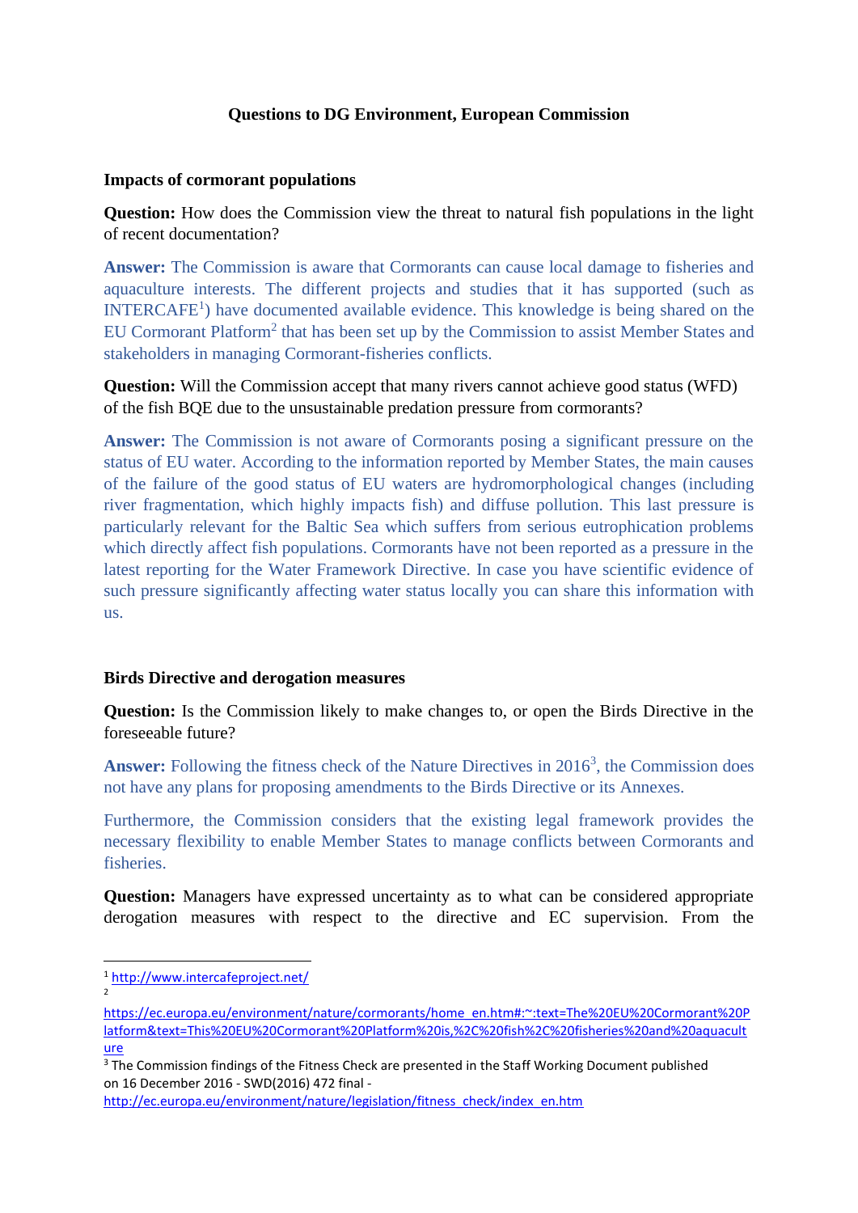**Questions to DG Environment, European Commission**

**Impacts of cormorant populations**

**Question:** How does the Commission view the threat to natural fish populations in the light of recent documentation?

**Answer:** The Commission is aware that Cormorants can cause local damage to fisheries and aquaculture interests. The different projects and studies that it has supported (such as INTERCAFE[1]) have documented available evidence. This knowledge is being shared on the EU Cormorant Platform[2] that has been set up by the Commission to assist Member States and stakeholders in managing Cormorant-fisheries conflicts.

**Question:** Will the Commission accept that many rivers cannot achieve good status (WFD) of the fish BQE due to the unsustainable predation pressure from cormorants?

**Answer:** The Commission is not aware of Cormorants posing a significant pressure on the status of EU water. According to the information reported by Member States, the main causes of the failure of the good status of EU waters are hydromorphological changes (including river fragmentation, which highly impacts fish) and diffuse pollution. This last pressure is particularly relevant for the Baltic Sea which suffers from serious eutrophication problems which directly affect fish populations. Cormorants have not been reported as a pressure in the latest reporting for the Water Framework Directive. In case you have scientific evidence of such pressure significantly affecting water status locally you can share this information with us.

**Birds Directive and derogation measures**

**Question:** Is the Commission likely to make changes to, or open the Birds Directive in the foreseeable future?

**Answer:** Following the fitness check of the Nature Directives in 2016[3], the Commission does not have any plans for proposing amendments to the Birds Directive or its Annexes.

Furthermore, the Commission considers that the existing legal framework provides the necessary flexibility to enable Member States to manage conflicts between Cormorants and fisheries.

**Question:** Managers have expressed uncertainty as to what can be considered appropriate derogation measures with respect to the directive and EC supervision. From the

---

[1] http://www.intercafeproject.net/

[2] https://ec.europa.eu/environment/nature/cormorants/home_en.htm#:~:text=The%20EU%20Cormorant%20Platform&text=This%20EU%20Cormorant%20Platform%20is,%2C%20fish%2C%20fisheries%20and%20aquaculture

[3] The Commission findings of the Fitness Check are presented in the Staff Working Document published on 16 December 2016 - SWD(2016) 472 final - http://ec.europa.eu/environment/nature/legislation/fitness_check/index_en.htm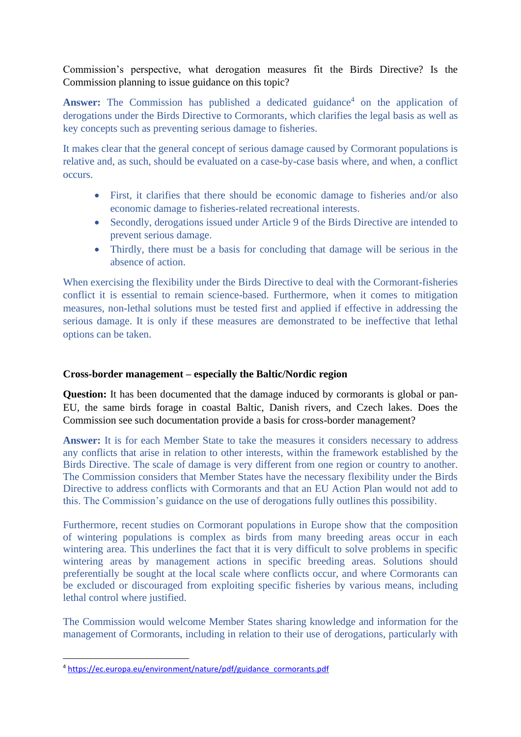Commission's perspective, what derogation measures fit the Birds Directive? Is the Commission planning to issue guidance on this topic?

**Answer:** The Commission has published a dedicated guidance[4] on the application of derogations under the Birds Directive to Cormorants, which clarifies the legal basis as well as key concepts such as preventing serious damage to fisheries.

It makes clear that the general concept of serious damage caused by Cormorant populations is relative and, as such, should be evaluated on a case-by-case basis where, and when, a conflict occurs.

- First, it clarifies that there should be economic damage to fisheries and/or also economic damage to fisheries-related recreational interests.
- Secondly, derogations issued under Article 9 of the Birds Directive are intended to prevent serious damage.
- Thirdly, there must be a basis for concluding that damage will be serious in the absence of action.

When exercising the flexibility under the Birds Directive to deal with the Cormorant-fisheries conflict it is essential to remain science-based. Furthermore, when it comes to mitigation measures, non-lethal solutions must be tested first and applied if effective in addressing the serious damage. It is only if these measures are demonstrated to be ineffective that lethal options can be taken.

**Cross-border management – especially the Baltic/Nordic region**

**Question:** It has been documented that the damage induced by cormorants is global or pan-EU, the same birds forage in coastal Baltic, Danish rivers, and Czech lakes. Does the Commission see such documentation provide a basis for cross-border management?

**Answer:** It is for each Member State to take the measures it considers necessary to address any conflicts that arise in relation to other interests, within the framework established by the Birds Directive. The scale of damage is very different from one region or country to another. The Commission considers that Member States have the necessary flexibility under the Birds Directive to address conflicts with Cormorants and that an EU Action Plan would not add to this. The Commission's guidance on the use of derogations fully outlines this possibility.

Furthermore, recent studies on Cormorant populations in Europe show that the composition of wintering populations is complex as birds from many breeding areas occur in each wintering area. This underlines the fact that it is very difficult to solve problems in specific wintering areas by management actions in specific breeding areas. Solutions should preferentially be sought at the local scale where conflicts occur, and where Cormorants can be excluded or discouraged from exploiting specific fisheries by various means, including lethal control where justified.

The Commission would welcome Member States sharing knowledge and information for the management of Cormorants, including in relation to their use of derogations, particularly with

[4] https://ec.europa.eu/environment/nature/pdf/guidance_cormorants.pdf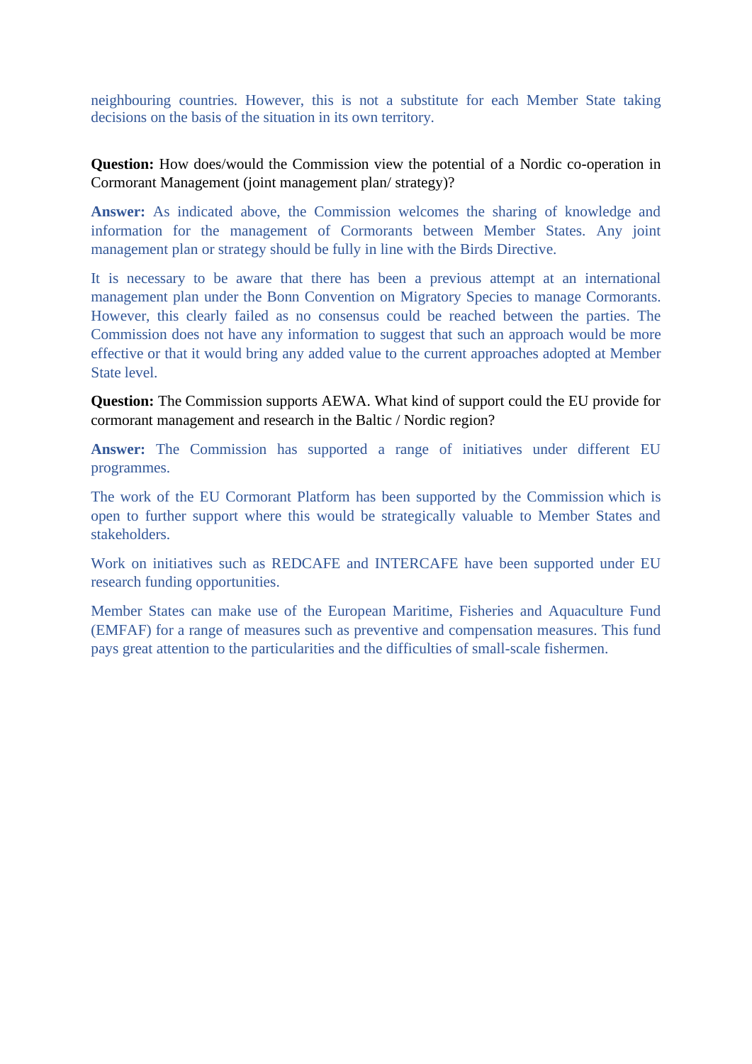neighbouring countries. However, this is not a substitute for each Member State taking decisions on the basis of the situation in its own territory.

**Question:** How does/would the Commission view the potential of a Nordic co-operation in Cormorant Management (joint management plan/ strategy)?

**Answer:** As indicated above, the Commission welcomes the sharing of knowledge and information for the management of Cormorants between Member States. Any joint management plan or strategy should be fully in line with the Birds Directive.

It is necessary to be aware that there has been a previous attempt at an international management plan under the Bonn Convention on Migratory Species to manage Cormorants. However, this clearly failed as no consensus could be reached between the parties. The Commission does not have any information to suggest that such an approach would be more effective or that it would bring any added value to the current approaches adopted at Member State level.

**Question:** The Commission supports AEWA. What kind of support could the EU provide for cormorant management and research in the Baltic / Nordic region?

**Answer:** The Commission has supported a range of initiatives under different EU programmes.

The work of the EU Cormorant Platform has been supported by the Commission which is open to further support where this would be strategically valuable to Member States and stakeholders.

Work on initiatives such as REDCAFE and INTERCAFE have been supported under EU research funding opportunities.

Member States can make use of the European Maritime, Fisheries and Aquaculture Fund (EMFAF) for a range of measures such as preventive and compensation measures. This fund pays great attention to the particularities and the difficulties of small-scale fishermen.